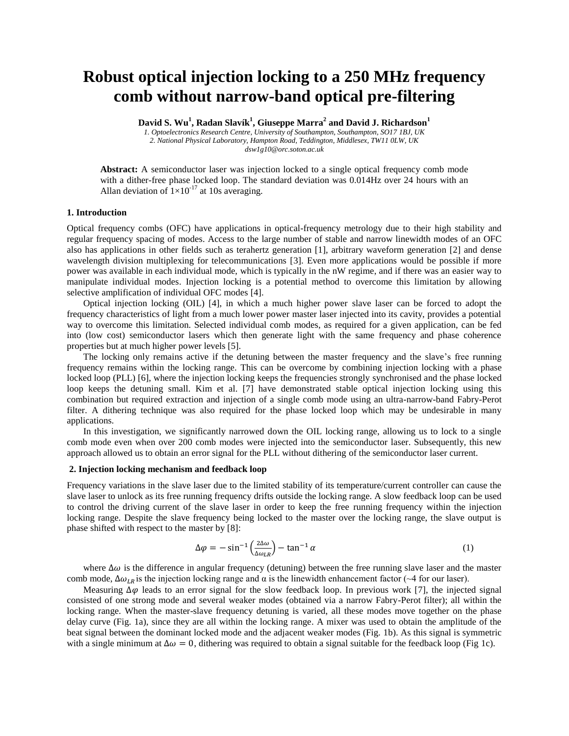# Robust optical injection locking to a 250 MHz frequency comb without narrow-band optical pre-filtering

**David S. Wu[1], Radan Slavík[1], Giuseppe Marra[2] and David J. Richardson[1]**

*1. Optoelectronics Research Centre, University of Southampton, Southampton, SO17 1BJ, UK*
*2. National Physical Laboratory, Hampton Road, Teddington, Middlesex, TW11 0LW, UK*
*dsw1g10@orc.soton.ac.uk*

**Abstract:** A semiconductor laser was injection locked to a single optical frequency comb mode with a dither-free phase locked loop. The standard deviation was 0.014Hz over 24 hours with an Allan deviation of $1\times10^{-17}$ at 10s averaging.

## 1. Introduction

Optical frequency combs (OFC) have applications in optical-frequency metrology due to their high stability and regular frequency spacing of modes. Access to the large number of stable and narrow linewidth modes of an OFC also has applications in other fields such as terahertz generation [1], arbitrary waveform generation [2] and dense wavelength division multiplexing for telecommunications [3]. Even more applications would be possible if more power was available in each individual mode, which is typically in the nW regime, and if there was an easier way to manipulate individual modes. Injection locking is a potential method to overcome this limitation by allowing selective amplification of individual OFC modes [4].

Optical injection locking (OIL) [4], in which a much higher power slave laser can be forced to adopt the frequency characteristics of light from a much lower power master laser injected into its cavity, provides a potential way to overcome this limitation. Selected individual comb modes, as required for a given application, can be fed into (low cost) semiconductor lasers which then generate light with the same frequency and phase coherence properties but at much higher power levels [5].

The locking only remains active if the detuning between the master frequency and the slave's free running frequency remains within the locking range. This can be overcome by combining injection locking with a phase locked loop (PLL) [6], where the injection locking keeps the frequencies strongly synchronised and the phase locked loop keeps the detuning small. Kim et al. [7] have demonstrated stable optical injection locking using this combination but required extraction and injection of a single comb mode using an ultra-narrow-band Fabry-Perot filter. A dithering technique was also required for the phase locked loop which may be undesirable in many applications.

In this investigation, we significantly narrowed down the OIL locking range, allowing us to lock to a single comb mode even when over 200 comb modes were injected into the semiconductor laser. Subsequently, this new approach allowed us to obtain an error signal for the PLL without dithering of the semiconductor laser current.

## 2. Injection locking mechanism and feedback loop

Frequency variations in the slave laser due to the limited stability of its temperature/current controller can cause the slave laser to unlock as its free running frequency drifts outside the locking range. A slow feedback loop can be used to control the driving current of the slave laser in order to keep the free running frequency within the injection locking range. Despite the slave frequency being locked to the master over the locking range, the slave output is phase shifted with respect to the master by [8]:

$$\Delta\varphi = -\sin^{-1}\left(\frac{2\Delta\omega}{\Delta\omega_{LR}}\right) - \tan^{-1}\alpha \qquad (1)$$

where $\Delta\omega$ is the difference in angular frequency (detuning) between the free running slave laser and the master comb mode, $\Delta\omega_{LR}$ is the injection locking range and α is the linewidth enhancement factor (~4 for our laser).

Measuring $\Delta\varphi$ leads to an error signal for the slow feedback loop. In previous work [7], the injected signal consisted of one strong mode and several weaker modes (obtained via a narrow Fabry-Perot filter); all within the locking range. When the master-slave frequency detuning is varied, all these modes move together on the phase delay curve (Fig. 1a), since they are all within the locking range. A mixer was used to obtain the amplitude of the beat signal between the dominant locked mode and the adjacent weaker modes (Fig. 1b). As this signal is symmetric with a single minimum at $\Delta\omega = 0$, dithering was required to obtain a signal suitable for the feedback loop (Fig 1c).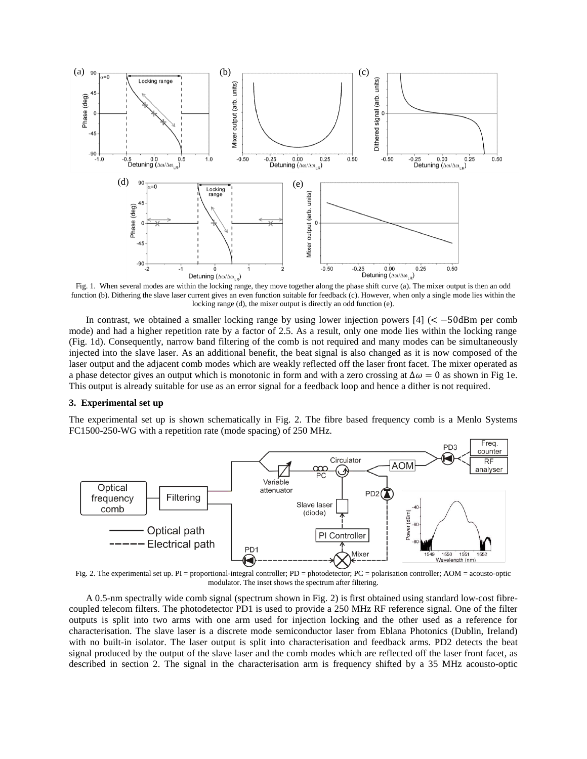Fig. 1. When several modes are within the locking range, they move together along the phase shift curve (a). The mixer output is then an odd function (b). Dithering the slave laser current gives an even function suitable for feedback (c). However, when only a single mode lies within the locking range (d), the mixer output is directly an odd function (e).

In contrast, we obtained a smaller locking range by using lower injection powers [4] ($< -50$dBm per comb mode) and had a higher repetition rate by a factor of 2.5. As a result, only one mode lies within the locking range (Fig. 1d). Consequently, narrow band filtering of the comb is not required and many modes can be simultaneously injected into the slave laser. As an additional benefit, the beat signal is also changed as it is now composed of the laser output and the adjacent comb modes which are weakly reflected off the laser front facet. The mixer operated as a phase detector gives an output which is monotonic in form and with a zero crossing at $\Delta\omega = 0$ as shown in Fig 1e. This output is already suitable for use as an error signal for a feedback loop and hence a dither is not required.

### 3. Experimental set up

The experimental set up is shown schematically in Fig. 2. The fibre based frequency comb is a Menlo Systems FC1500-250-WG with a repetition rate (mode spacing) of 250 MHz.

Fig. 2. The experimental set up. PI = proportional-integral controller; PD = photodetector; PC = polarisation controller; AOM = acousto-optic modulator. The inset shows the spectrum after filtering.

A 0.5-nm spectrally wide comb signal (spectrum shown in Fig. 2) is first obtained using standard low-cost fibre-coupled telecom filters. The photodetector PD1 is used to provide a 250 MHz RF reference signal. One of the filter outputs is split into two arms with one arm used for injection locking and the other used as a reference for characterisation. The slave laser is a discrete mode semiconductor laser from Eblana Photonics (Dublin, Ireland) with no built-in isolator. The laser output is split into characterisation and feedback arms. PD2 detects the beat signal produced by the output of the slave laser and the comb modes which are reflected off the laser front facet, as described in section 2. The signal in the characterisation arm is frequency shifted by a 35 MHz acousto-optic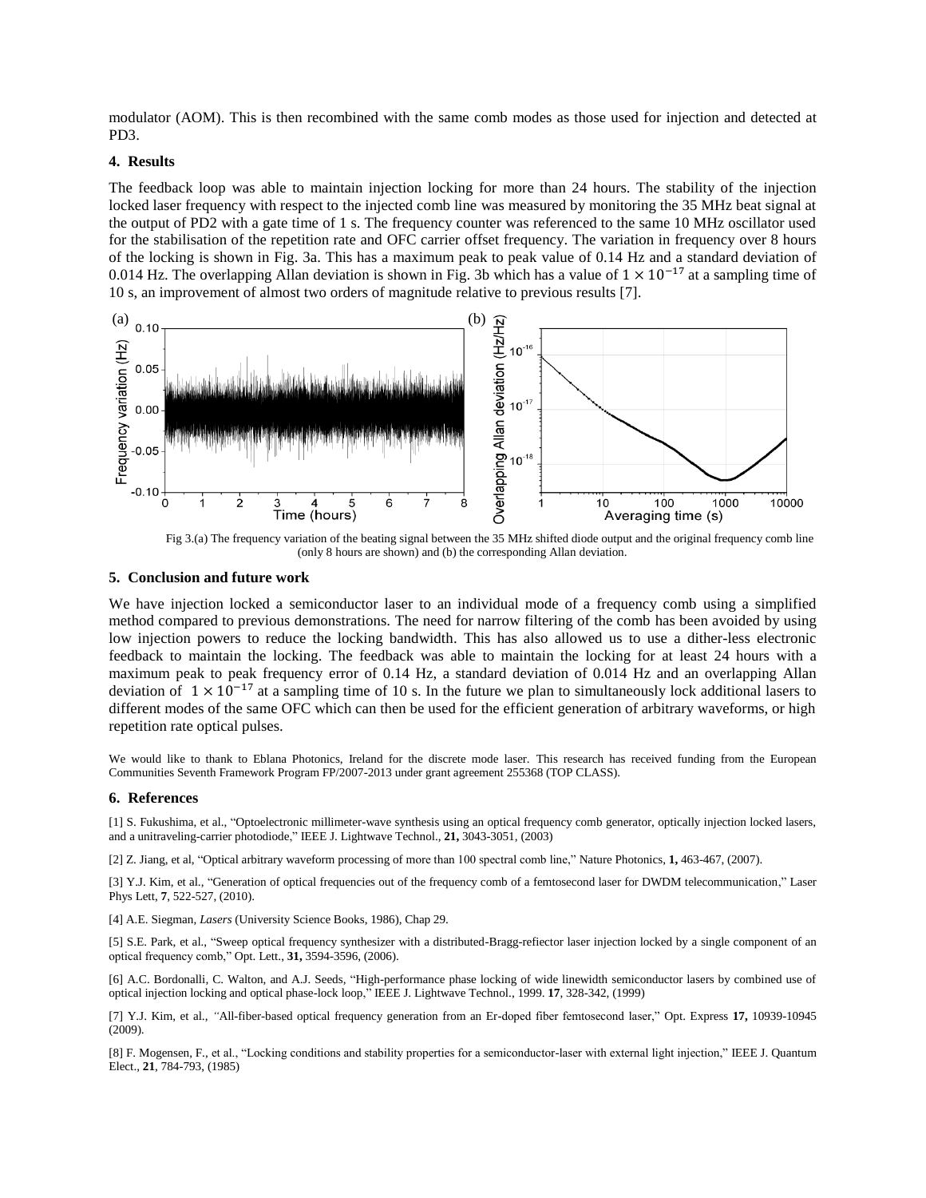modulator (AOM). This is then recombined with the same comb modes as those used for injection and detected at PD3.

## 4. Results

The feedback loop was able to maintain injection locking for more than 24 hours. The stability of the injection locked laser frequency with respect to the injected comb line was measured by monitoring the 35 MHz beat signal at the output of PD2 with a gate time of 1 s. The frequency counter was referenced to the same 10 MHz oscillator used for the stabilisation of the repetition rate and OFC carrier offset frequency. The variation in frequency over 8 hours of the locking is shown in Fig. 3a. This has a maximum peak to peak value of 0.14 Hz and a standard deviation of 0.014 Hz. The overlapping Allan deviation is shown in Fig. 3b which has a value of $1 \times 10^{-17}$ at a sampling time of 10 s, an improvement of almost two orders of magnitude relative to previous results [7].

(a)
Frequency variation (Hz)
0.10
0.05
0.00
-0.05
-0.10
0 1 2 3 4 5 6 7 8
Time (hours)

(b)
Overlapping Allan deviation (Hz/Hz)
$10^{-16}$
$10^{-17}$
$10^{-18}$
1 10 100 1000 10000
Averaging time (s)

Fig 3.(a) The frequency variation of the beating signal between the 35 MHz shifted diode output and the original frequency comb line (only 8 hours are shown) and (b) the corresponding Allan deviation.

## 5. Conclusion and future work

We have injection locked a semiconductor laser to an individual mode of a frequency comb using a simplified method compared to previous demonstrations. The need for narrow filtering of the comb has been avoided by using low injection powers to reduce the locking bandwidth. This has also allowed us to use a dither-less electronic feedback to maintain the locking. The feedback was able to maintain the locking for at least 24 hours with a maximum peak to peak frequency error of 0.14 Hz, a standard deviation of 0.014 Hz and an overlapping Allan deviation of $1 \times 10^{-17}$ at a sampling time of 10 s. In the future we plan to simultaneously lock additional lasers to different modes of the same OFC which can then be used for the efficient generation of arbitrary waveforms, or high repetition rate optical pulses.

We would like to thank to Eblana Photonics, Ireland for the discrete mode laser. This research has received funding from the European Communities Seventh Framework Program FP/2007-2013 under grant agreement 255368 (TOP CLASS).

## 6. References

[1] S. Fukushima, et al., "Optoelectronic millimeter-wave synthesis using an optical frequency comb generator, optically injection locked lasers, and a unitraveling-carrier photodiode," IEEE J. Lightwave Technol., **21,** 3043-3051, (2003)

[2] Z. Jiang, et al, "Optical arbitrary waveform processing of more than 100 spectral comb line," Nature Photonics, **1,** 463-467, (2007).

[3] Y.J. Kim, et al., "Generation of optical frequencies out of the frequency comb of a femtosecond laser for DWDM telecommunication," Laser Phys Lett, **7**, 522-527, (2010).

[4] A.E. Siegman, *Lasers* (University Science Books, 1986), Chap 29.

[5] S.E. Park, et al., "Sweep optical frequency synthesizer with a distributed-Bragg-refiector laser injection locked by a single component of an optical frequency comb," Opt. Lett., **31,** 3594-3596, (2006).

[6] A.C. Bordonalli, C. Walton, and A.J. Seeds, "High-performance phase locking of wide linewidth semiconductor lasers by combined use of optical injection locking and optical phase-lock loop," IEEE J. Lightwave Technol., 1999. **17**, 328-342, (1999)

[7] Y.J. Kim, et al., "All-fiber-based optical frequency generation from an Er-doped fiber femtosecond laser," Opt. Express **17,** 10939-10945 (2009).

[8] F. Mogensen, F., et al., "Locking conditions and stability properties for a semiconductor-laser with external light injection," IEEE J. Quantum Elect., **21**, 784-793, (1985)